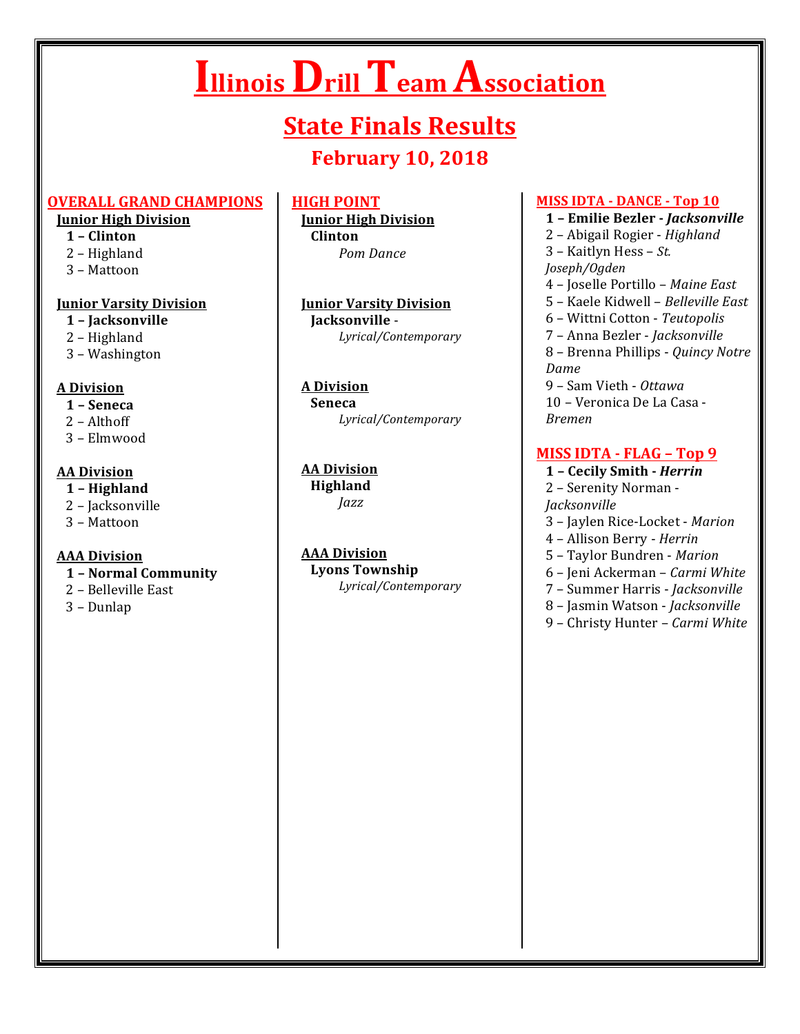# Illinois Drill Team Association

## State Finals Results

### February 10, 2018

### OVERALL GRAND CHAMPIONS

**Junior High Division**

**1 – Clinton**
2 – Highland
3 – Mattoon

**Junior Varsity Division**

**1 – Jacksonville**
2 – Highland
3 – Washington

**A Division**

**1 – Seneca**
2 – Althoff
3 – Elmwood

**AA Division**

**1 – Highland**
2 – Jacksonville
3 – Mattoon

**AAA Division**

**1 – Normal Community**
2 – Belleville East
3 – Dunlap

### HIGH POINT

**Junior High Division**

**Clinton**
*Pom Dance*

**Junior Varsity Division**

**Jacksonville** -
*Lyrical/Contemporary*

**A Division**

**Seneca**
*Lyrical/Contemporary*

**AA Division**

**Highland**
*Jazz*

**AAA Division**

**Lyons Township**
*Lyrical/Contemporary*

### MISS IDTA - DANCE - Top 10

**1 – Emilie Bezler - *Jacksonville***
2 – Abigail Rogier - *Highland*
3 – Kaitlyn Hess – *St. Joseph/Ogden*
4 – Joselle Portillo – *Maine East*
5 – Kaele Kidwell – *Belleville East*
6 – Wittni Cotton - *Teutopolis*
7 – Anna Bezler - *Jacksonville*
8 – Brenna Phillips - *Quincy Notre Dame*
9 – Sam Vieth - *Ottawa*
10 – Veronica De La Casa - *Bremen*

### MISS IDTA - FLAG – Top 9

**1 – Cecily Smith - *Herrin***
2 – Serenity Norman - *Jacksonville*
3 – Jaylen Rice-Locket - *Marion*
4 – Allison Berry - *Herrin*
5 – Taylor Bundren - *Marion*
6 – Jeni Ackerman – *Carmi White*
7 – Summer Harris - *Jacksonville*
8 – Jasmin Watson - *Jacksonville*
9 – Christy Hunter – *Carmi White*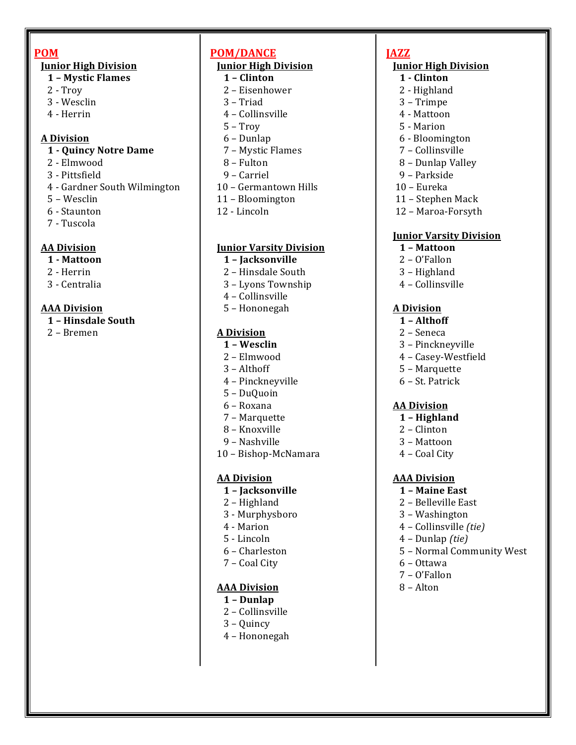## POM

### Junior High Division

**1 – Mystic Flames**
2 - Troy
3 - Wesclin
4 - Herrin

### A Division

**1 - Quincy Notre Dame**
2 - Elmwood
3 - Pittsfield
4 - Gardner South Wilmington
5 – Wesclin
6 - Staunton
7 - Tuscola

### AA Division

**1 - Mattoon**
2 - Herrin
3 - Centralia

### AAA Division

**1 – Hinsdale South**
2 – Bremen

## POM/DANCE

### Junior High Division

**1 – Clinton**
2 – Eisenhower
3 – Triad
4 – Collinsville
5 – Troy
6 – Dunlap
7 – Mystic Flames
8 – Fulton
9 – Carriel
10 – Germantown Hills
11 – Bloomington
12 - Lincoln

### Junior Varsity Division

**1 – Jacksonville**
2 – Hinsdale South
3 – Lyons Township
4 – Collinsville
5 – Hononegah

### A Division

**1 – Wesclin**
2 – Elmwood
3 – Althoff
4 – Pinckneyville
5 – DuQuoin
6 – Roxana
7 – Marquette
8 – Knoxville
9 – Nashville
10 – Bishop-McNamara

### AA Division

**1 – Jacksonville**
2 – Highland
3 - Murphysboro
4 - Marion
5 - Lincoln
6 – Charleston
7 – Coal City

### AAA Division

**1 – Dunlap**
2 – Collinsville
3 – Quincy
4 – Hononegah

## JAZZ

### Junior High Division

**1 - Clinton**
2 - Highland
3 – Trimpe
4 - Mattoon
5 - Marion
6 - Bloomington
7 – Collinsville
8 – Dunlap Valley
9 – Parkside
10 – Eureka
11 – Stephen Mack
12 – Maroa-Forsyth

### Junior Varsity Division

**1 – Mattoon**
2 – O'Fallon
3 – Highland
4 – Collinsville

### A Division

**1 – Althoff**
2 – Seneca
3 – Pinckneyville
4 – Casey-Westfield
5 – Marquette
6 – St. Patrick

### AA Division

**1 – Highland**
2 – Clinton
3 – Mattoon
4 – Coal City

### AAA Division

**1 – Maine East**
2 – Belleville East
3 – Washington
4 – Collinsville *(tie)*
4 – Dunlap *(tie)*
5 – Normal Community West
6 – Ottawa
7 – O'Fallon
8 – Alton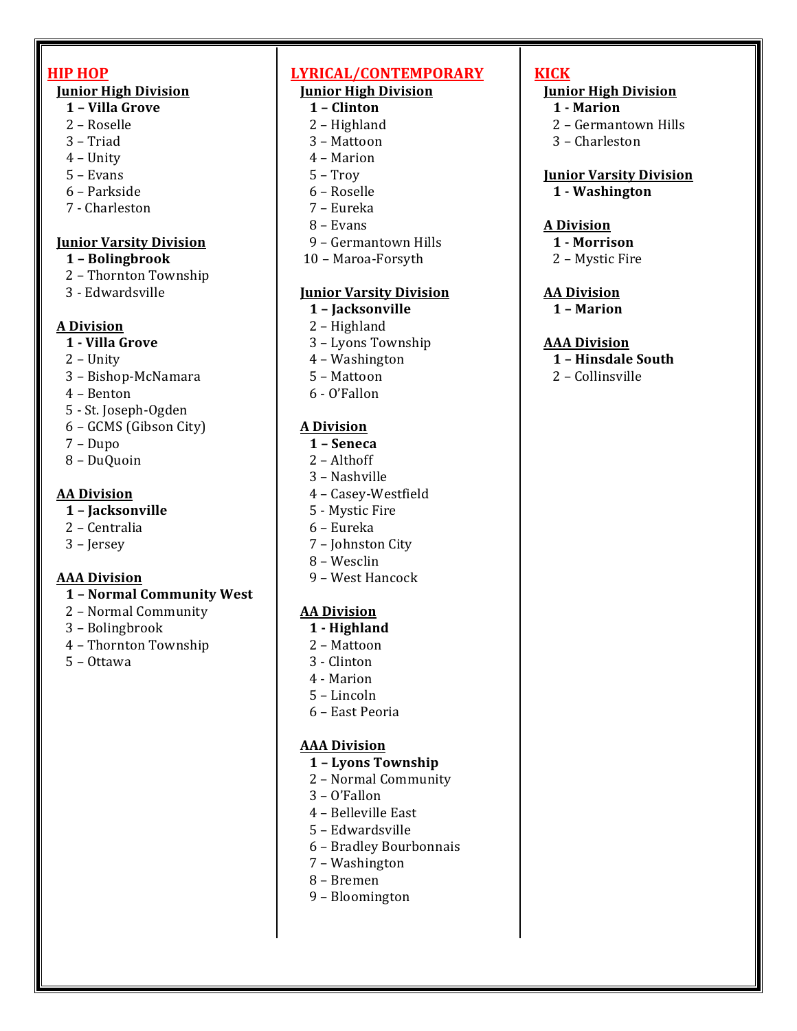## HIP HOP

### Junior High Division

**1 – Villa Grove**
2 – Roselle
3 – Triad
4 – Unity
5 – Evans
6 – Parkside
7 - Charleston

### Junior Varsity Division

**1 – Bolingbrook**
2 – Thornton Township
3 - Edwardsville

### A Division

**1 - Villa Grove**
2 – Unity
3 – Bishop-McNamara
4 – Benton
5 - St. Joseph-Ogden
6 – GCMS (Gibson City)
7 – Dupo
8 – DuQuoin

### AA Division

**1 – Jacksonville**
2 – Centralia
3 – Jersey

### AAA Division

**1 – Normal Community West**
2 – Normal Community
3 – Bolingbrook
4 – Thornton Township
5 – Ottawa

## LYRICAL/CONTEMPORARY

### Junior High Division

**1 – Clinton**
2 – Highland
3 – Mattoon
4 – Marion
5 – Troy
6 – Roselle
7 – Eureka
8 – Evans
9 – Germantown Hills
10 – Maroa-Forsyth

### Junior Varsity Division

**1 – Jacksonville**
2 – Highland
3 – Lyons Township
4 – Washington
5 – Mattoon
6 - O'Fallon

### A Division

**1 – Seneca**
2 – Althoff
3 – Nashville
4 – Casey-Westfield
5 - Mystic Fire
6 – Eureka
7 – Johnston City
8 – Wesclin
9 – West Hancock

### AA Division

**1 - Highland**
2 – Mattoon
3 - Clinton
4 - Marion
5 – Lincoln
6 – East Peoria

### AAA Division

**1 – Lyons Township**
2 – Normal Community
3 – O'Fallon
4 – Belleville East
5 – Edwardsville
6 – Bradley Bourbonnais
7 – Washington
8 – Bremen
9 – Bloomington

## KICK

### Junior High Division

**1 - Marion**
2 – Germantown Hills
3 – Charleston

### Junior Varsity Division

**1 - Washington**

### A Division

**1 - Morrison**
2 – Mystic Fire

### AA Division

**1 – Marion**

### AAA Division

**1 – Hinsdale South**
2 – Collinsville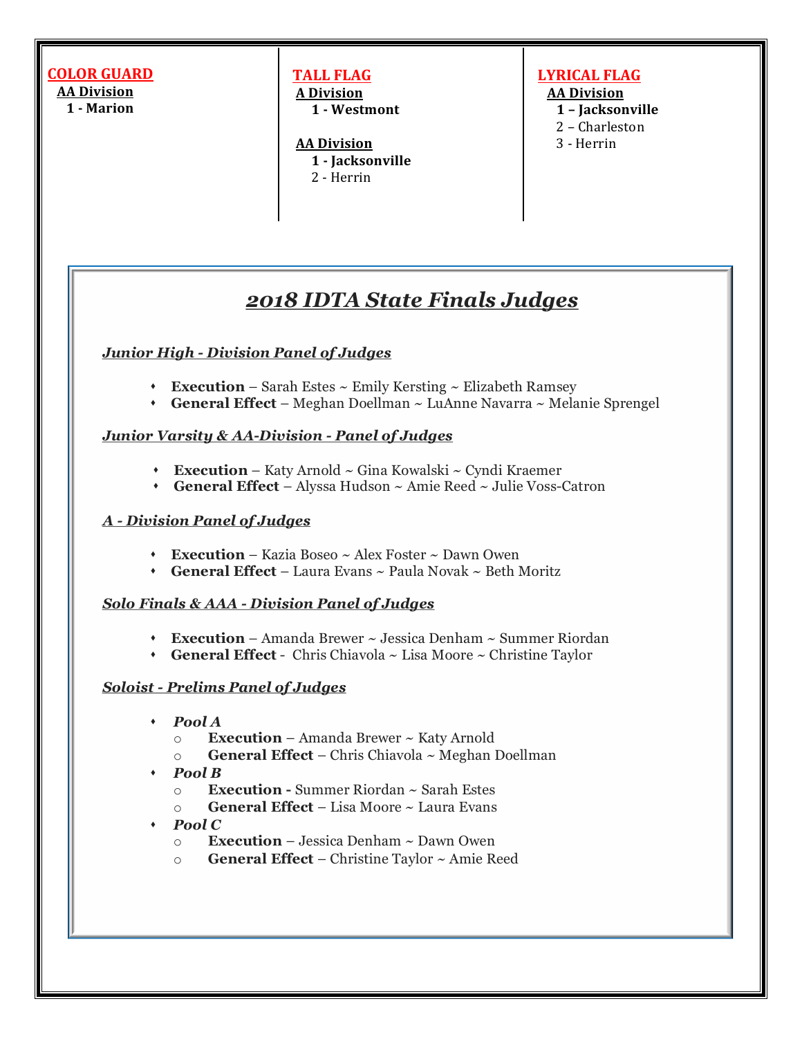## COLOR GUARD

**AA Division**

**1 - Marion**

## TALL FLAG

**A Division**

**1 - Westmont**

**AA Division**

**1 - Jacksonville**

2 - Herrin

## LYRICAL FLAG

**AA Division**

**1 – Jacksonville**

2 – Charleston

3 - Herrin

# *2018 IDTA State Finals Judges*

### *Junior High - Division Panel of Judges*

- **Execution** – Sarah Estes ~ Emily Kersting ~ Elizabeth Ramsey
- **General Effect** – Meghan Doellman ~ LuAnne Navarra ~ Melanie Sprengel

### *Junior Varsity & AA-Division - Panel of Judges*

- **Execution** – Katy Arnold ~ Gina Kowalski ~ Cyndi Kraemer
- **General Effect** – Alyssa Hudson ~ Amie Reed ~ Julie Voss-Catron

### *A - Division Panel of Judges*

- **Execution** – Kazia Boseo ~ Alex Foster ~ Dawn Owen
- **General Effect** – Laura Evans ~ Paula Novak ~ Beth Moritz

### *Solo Finals & AAA - Division Panel of Judges*

- **Execution** – Amanda Brewer ~ Jessica Denham ~ Summer Riordan
- **General Effect** - Chris Chiavola ~ Lisa Moore ~ Christine Taylor

### *Soloist - Prelims Panel of Judges*

- ***Pool A***
  - **Execution** – Amanda Brewer ~ Katy Arnold
  - **General Effect** – Chris Chiavola ~ Meghan Doellman
- ***Pool B***
  - **Execution -** Summer Riordan ~ Sarah Estes
  - **General Effect** – Lisa Moore ~ Laura Evans
- ***Pool C***
  - **Execution** – Jessica Denham ~ Dawn Owen
  - **General Effect** – Christine Taylor ~ Amie Reed